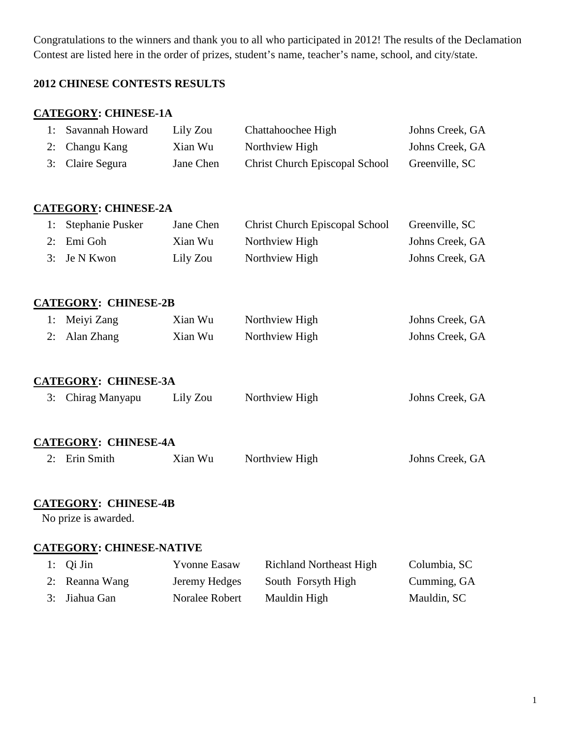Congratulations to the winners and thank you to all who participated in 2012! The results of the Declamation Contest are listed here in the order of prizes, student's name, teacher's name, school, and city/state.

## 2012 CHINESE CONTESTS RESULTS

### CATEGORY: CHINESE-1A

| Prize | Student | Teacher | School | City/State |
|---|---|---|---|---|
| 1: | Savannah Howard | Lily Zou | Chattahoochee High | Johns Creek, GA |
| 2: | Changu Kang | Xian Wu | Northview High | Johns Creek, GA |
| 3: | Claire Segura | Jane Chen | Christ Church Episcopal School | Greenville, SC |

### CATEGORY: CHINESE-2A

| Prize | Student | Teacher | School | City/State |
|---|---|---|---|---|
| 1: | Stephanie Pusker | Jane Chen | Christ Church Episcopal School | Greenville, SC |
| 2: | Emi Goh | Xian Wu | Northview High | Johns Creek, GA |
| 3: | Je N Kwon | Lily Zou | Northview High | Johns Creek, GA |

### CATEGORY: CHINESE-2B

| Prize | Student | Teacher | School | City/State |
|---|---|---|---|---|
| 1: | Meiyi Zang | Xian Wu | Northview High | Johns Creek, GA |
| 2: | Alan Zhang | Xian Wu | Northview High | Johns Creek, GA |

### CATEGORY: CHINESE-3A

| Prize | Student | Teacher | School | City/State |
|---|---|---|---|---|
| 3: | Chirag Manyapu | Lily Zou | Northview High | Johns Creek, GA |

### CATEGORY: CHINESE-4A

| Prize | Student | Teacher | School | City/State |
|---|---|---|---|---|
| 2: | Erin Smith | Xian Wu | Northview High | Johns Creek, GA |

### CATEGORY: CHINESE-4B

No prize is awarded.

### CATEGORY: CHINESE-NATIVE

| Prize | Student | Teacher | School | City/State |
|---|---|---|---|---|
| 1: | Qi Jin | Yvonne Easaw | Richland Northeast High | Columbia, SC |
| 2: | Reanna Wang | Jeremy Hedges | South Forsyth High | Cumming, GA |
| 3: | Jiahua Gan | Noralee Robert | Mauldin High | Mauldin, SC |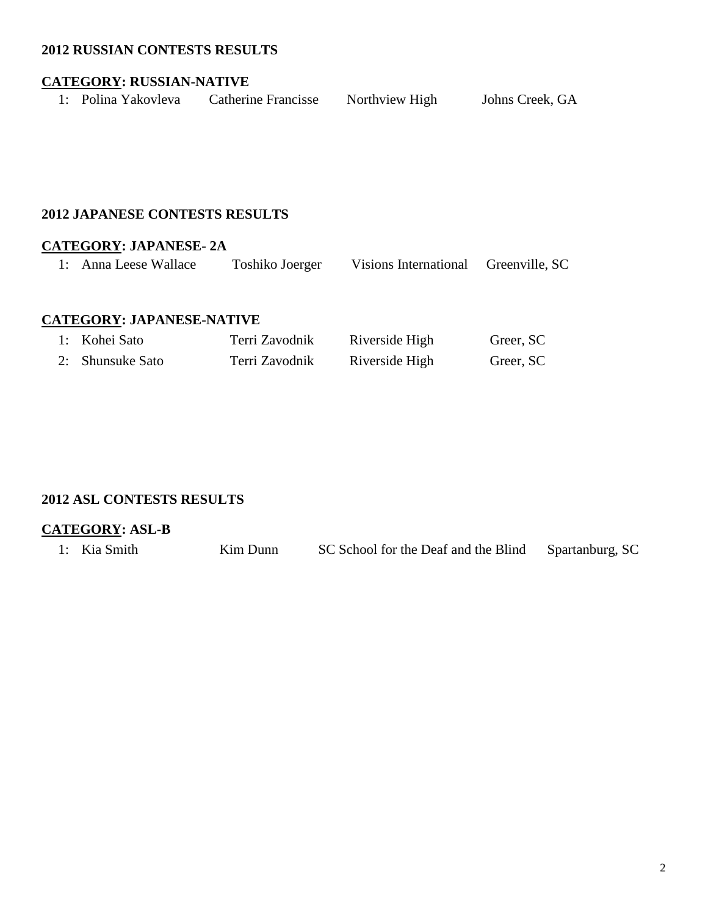**2012 RUSSIAN CONTESTS RESULTS**

**<u>CATEGORY</u>: RUSSIAN-NATIVE**

| | | | | |
|---|---|---|---|---|
| 1: | Polina Yakovleva | Catherine Francisse | Northview High | Johns Creek, GA |

**2012 JAPANESE CONTESTS RESULTS**

**<u>CATEGORY</u>: JAPANESE- 2A**

| | | | | |
|---|---|---|---|---|
| 1: | Anna Leese Wallace | Toshiko Joerger | Visions International | Greenville, SC |

**<u>CATEGORY</u>: JAPANESE-NATIVE**

| | | | | |
|---|---|---|---|---|
| 1: | Kohei Sato | Terri Zavodnik | Riverside High | Greer, SC |
| 2: | Shunsuke Sato | Terri Zavodnik | Riverside High | Greer, SC |

**2012 ASL CONTESTS RESULTS**

**<u>CATEGORY</u>: ASL-B**

| | | | | |
|---|---|---|---|---|
| 1: | Kia Smith | Kim Dunn | SC School for the Deaf and the Blind | Spartanburg, SC |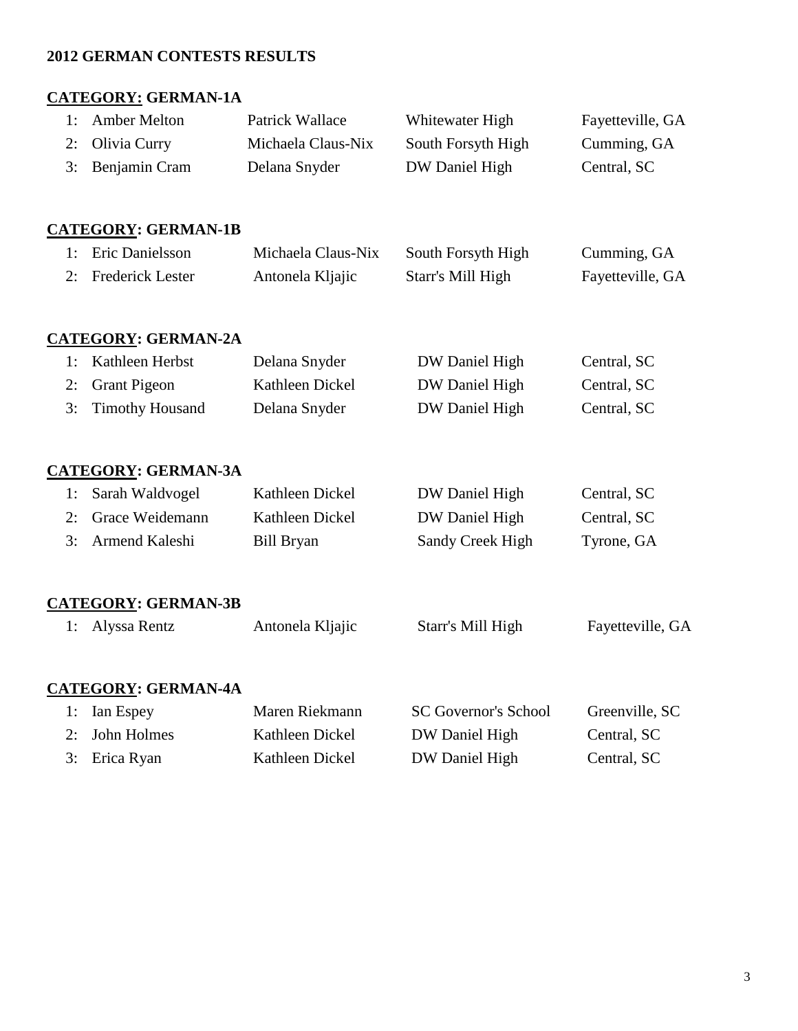**2012 GERMAN CONTESTS RESULTS**

**CATEGORY: GERMAN-1A**

| | | | | |
|---|---|---|---|---|
| 1: | Amber Melton | Patrick Wallace | Whitewater High | Fayetteville, GA |
| 2: | Olivia Curry | Michaela Claus-Nix | South Forsyth High | Cumming, GA |
| 3: | Benjamin Cram | Delana Snyder | DW Daniel High | Central, SC |

**CATEGORY: GERMAN-1B**

| | | | | |
|---|---|---|---|---|
| 1: | Eric Danielsson | Michaela Claus-Nix | South Forsyth High | Cumming, GA |
| 2: | Frederick Lester | Antonela Kljajic | Starr's Mill High | Fayetteville, GA |

**CATEGORY: GERMAN-2A**

| | | | | |
|---|---|---|---|---|
| 1: | Kathleen Herbst | Delana Snyder | DW Daniel High | Central, SC |
| 2: | Grant Pigeon | Kathleen Dickel | DW Daniel High | Central, SC |
| 3: | Timothy Housand | Delana Snyder | DW Daniel High | Central, SC |

**CATEGORY: GERMAN-3A**

| | | | | |
|---|---|---|---|---|
| 1: | Sarah Waldvogel | Kathleen Dickel | DW Daniel High | Central, SC |
| 2: | Grace Weidemann | Kathleen Dickel | DW Daniel High | Central, SC |
| 3: | Armend Kaleshi | Bill Bryan | Sandy Creek High | Tyrone, GA |

**CATEGORY: GERMAN-3B**

| | | | | |
|---|---|---|---|---|
| 1: | Alyssa Rentz | Antonela Kljajic | Starr's Mill High | Fayetteville, GA |

**CATEGORY: GERMAN-4A**

| | | | | |
|---|---|---|---|---|
| 1: | Ian Espey | Maren Riekmann | SC Governor's School | Greenville, SC |
| 2: | John Holmes | Kathleen Dickel | DW Daniel High | Central, SC |
| 3: | Erica Ryan | Kathleen Dickel | DW Daniel High | Central, SC |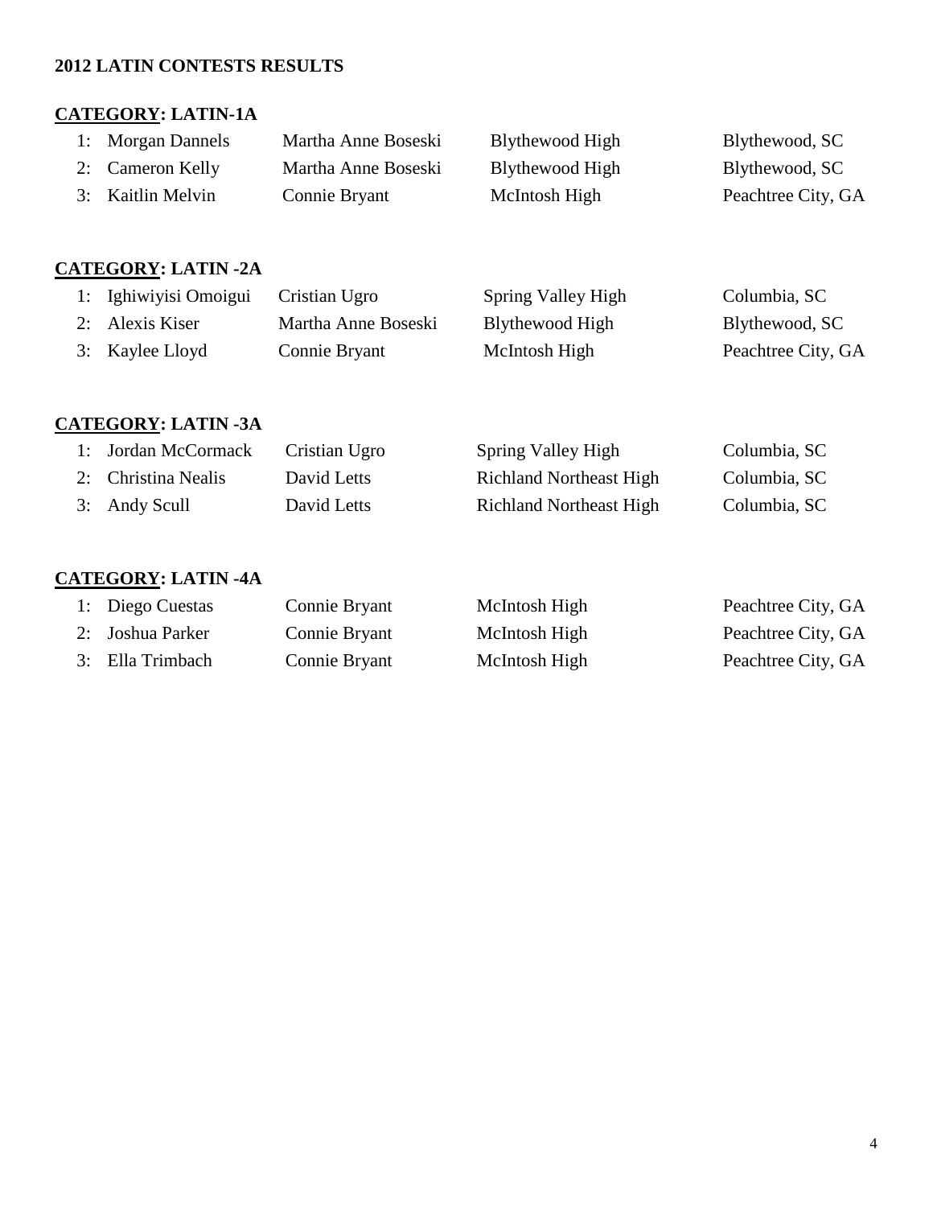**2012 LATIN CONTESTS RESULTS**

**CATEGORY: LATIN-1A**

| | | | | |
|---|---|---|---|---|
| 1: | Morgan Dannels | Martha Anne Boseski | Blythewood High | Blythewood, SC |
| 2: | Cameron Kelly | Martha Anne Boseski | Blythewood High | Blythewood, SC |
| 3: | Kaitlin Melvin | Connie Bryant | McIntosh High | Peachtree City, GA |

**CATEGORY: LATIN -2A**

| | | | | |
|---|---|---|---|---|
| 1: | Ighiwiyisi Omoigui | Cristian Ugro | Spring Valley High | Columbia, SC |
| 2: | Alexis Kiser | Martha Anne Boseski | Blythewood High | Blythewood, SC |
| 3: | Kaylee Lloyd | Connie Bryant | McIntosh High | Peachtree City, GA |

**CATEGORY: LATIN -3A**

| | | | | |
|---|---|---|---|---|
| 1: | Jordan McCormack | Cristian Ugro | Spring Valley High | Columbia, SC |
| 2: | Christina Nealis | David Letts | Richland Northeast High | Columbia, SC |
| 3: | Andy Scull | David Letts | Richland Northeast High | Columbia, SC |

**CATEGORY: LATIN -4A**

| | | | | |
|---|---|---|---|---|
| 1: | Diego Cuestas | Connie Bryant | McIntosh High | Peachtree City, GA |
| 2: | Joshua Parker | Connie Bryant | McIntosh High | Peachtree City, GA |
| 3: | Ella Trimbach | Connie Bryant | McIntosh High | Peachtree City, GA |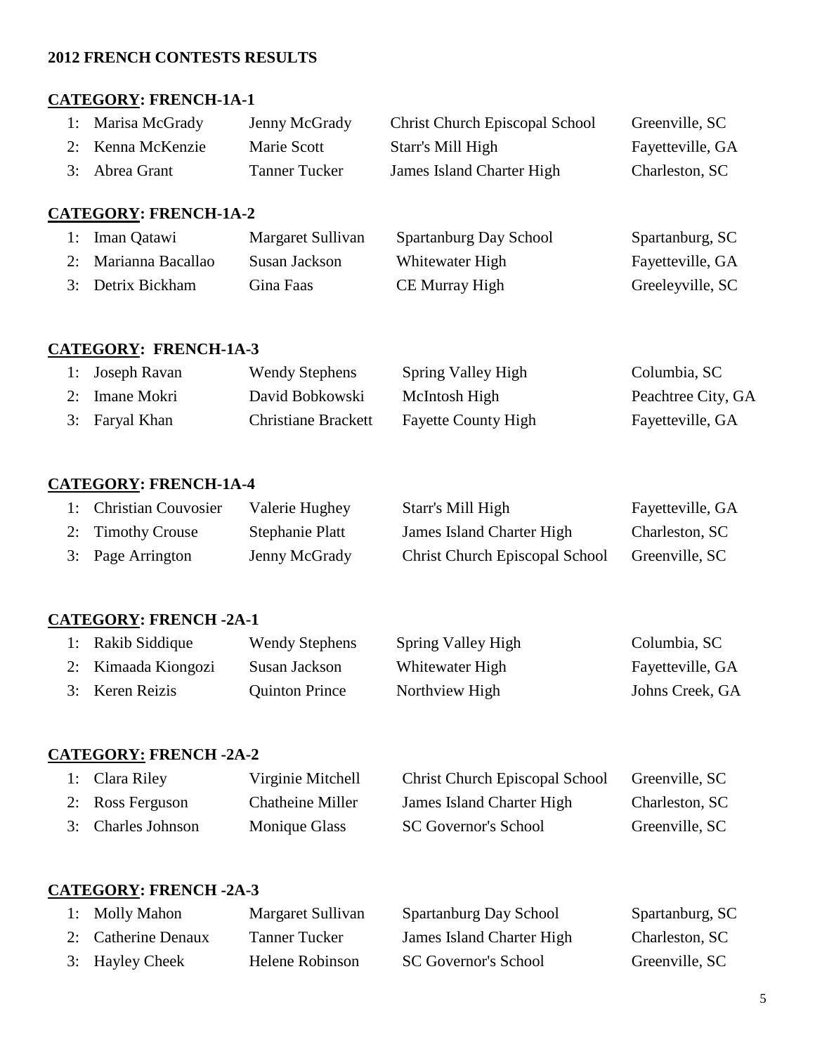**2012 FRENCH CONTESTS RESULTS**

**CATEGORY: FRENCH-1A-1**

| | | | | |
|---|---|---|---|---|
| 1: | Marisa McGrady | Jenny McGrady | Christ Church Episcopal School | Greenville, SC |
| 2: | Kenna McKenzie | Marie Scott | Starr's Mill High | Fayetteville, GA |
| 3: | Abrea Grant | Tanner Tucker | James Island Charter High | Charleston, SC |

**CATEGORY: FRENCH-1A-2**

| | | | | |
|---|---|---|---|---|
| 1: | Iman Qatawi | Margaret Sullivan | Spartanburg Day School | Spartanburg, SC |
| 2: | Marianna Bacallao | Susan Jackson | Whitewater High | Fayetteville, GA |
| 3: | Detrix Bickham | Gina Faas | CE Murray High | Greeleyville, SC |

**CATEGORY: FRENCH-1A-3**

| | | | | |
|---|---|---|---|---|
| 1: | Joseph Ravan | Wendy Stephens | Spring Valley High | Columbia, SC |
| 2: | Imane Mokri | David Bobkowski | McIntosh High | Peachtree City, GA |
| 3: | Faryal Khan | Christiane Brackett | Fayette County High | Fayetteville, GA |

**CATEGORY: FRENCH-1A-4**

| | | | | |
|---|---|---|---|---|
| 1: | Christian Couvosier | Valerie Hughey | Starr's Mill High | Fayetteville, GA |
| 2: | Timothy Crouse | Stephanie Platt | James Island Charter High | Charleston, SC |
| 3: | Page Arrington | Jenny McGrady | Christ Church Episcopal School | Greenville, SC |

**CATEGORY: FRENCH -2A-1**

| | | | | |
|---|---|---|---|---|
| 1: | Rakib Siddique | Wendy Stephens | Spring Valley High | Columbia, SC |
| 2: | Kimaada Kiongozi | Susan Jackson | Whitewater High | Fayetteville, GA |
| 3: | Keren Reizis | Quinton Prince | Northview High | Johns Creek, GA |

**CATEGORY: FRENCH -2A-2**

| | | | | |
|---|---|---|---|---|
| 1: | Clara Riley | Virginie Mitchell | Christ Church Episcopal School | Greenville, SC |
| 2: | Ross Ferguson | Chatheine Miller | James Island Charter High | Charleston, SC |
| 3: | Charles Johnson | Monique Glass | SC Governor's School | Greenville, SC |

**CATEGORY: FRENCH -2A-3**

| | | | | |
|---|---|---|---|---|
| 1: | Molly Mahon | Margaret Sullivan | Spartanburg Day School | Spartanburg, SC |
| 2: | Catherine Denaux | Tanner Tucker | James Island Charter High | Charleston, SC |
| 3: | Hayley Cheek | Helene Robinson | SC Governor's School | Greenville, SC |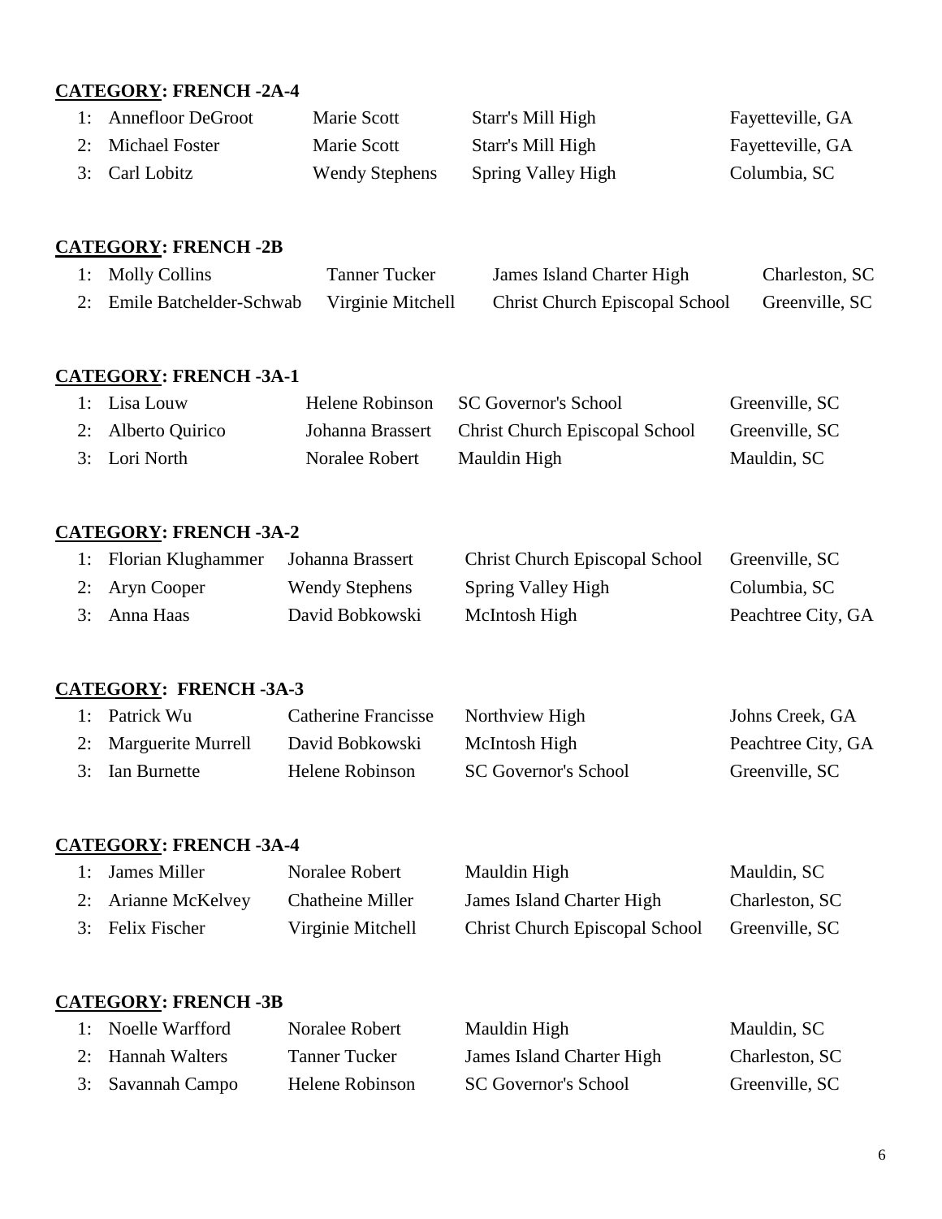**CATEGORY: FRENCH -2A-4**

| | | | | |
|---|---|---|---|---|
| 1: | Annefloor DeGroot | Marie Scott | Starr's Mill High | Fayetteville, GA |
| 2: | Michael Foster | Marie Scott | Starr's Mill High | Fayetteville, GA |
| 3: | Carl Lobitz | Wendy Stephens | Spring Valley High | Columbia, SC |

**CATEGORY: FRENCH -2B**

| | | | | |
|---|---|---|---|---|
| 1: | Molly Collins | Tanner Tucker | James Island Charter High | Charleston, SC |
| 2: | Emile Batchelder-Schwab | Virginie Mitchell | Christ Church Episcopal School | Greenville, SC |

**CATEGORY: FRENCH -3A-1**

| | | | | |
|---|---|---|---|---|
| 1: | Lisa Louw | Helene Robinson | SC Governor's School | Greenville, SC |
| 2: | Alberto Quirico | Johanna Brassert | Christ Church Episcopal School | Greenville, SC |
| 3: | Lori North | Noralee Robert | Mauldin High | Mauldin, SC |

**CATEGORY: FRENCH -3A-2**

| | | | | |
|---|---|---|---|---|
| 1: | Florian Klughammer | Johanna Brassert | Christ Church Episcopal School | Greenville, SC |
| 2: | Aryn Cooper | Wendy Stephens | Spring Valley High | Columbia, SC |
| 3: | Anna Haas | David Bobkowski | McIntosh High | Peachtree City, GA |

**CATEGORY: FRENCH -3A-3**

| | | | | |
|---|---|---|---|---|
| 1: | Patrick Wu | Catherine Francisse | Northview High | Johns Creek, GA |
| 2: | Marguerite Murrell | David Bobkowski | McIntosh High | Peachtree City, GA |
| 3: | Ian Burnette | Helene Robinson | SC Governor's School | Greenville, SC |

**CATEGORY: FRENCH -3A-4**

| | | | | |
|---|---|---|---|---|
| 1: | James Miller | Noralee Robert | Mauldin High | Mauldin, SC |
| 2: | Arianne McKelvey | Chatheine Miller | James Island Charter High | Charleston, SC |
| 3: | Felix Fischer | Virginie Mitchell | Christ Church Episcopal School | Greenville, SC |

**CATEGORY: FRENCH -3B**

| | | | | |
|---|---|---|---|---|
| 1: | Noelle Warfford | Noralee Robert | Mauldin High | Mauldin, SC |
| 2: | Hannah Walters | Tanner Tucker | James Island Charter High | Charleston, SC |
| 3: | Savannah Campo | Helene Robinson | SC Governor's School | Greenville, SC |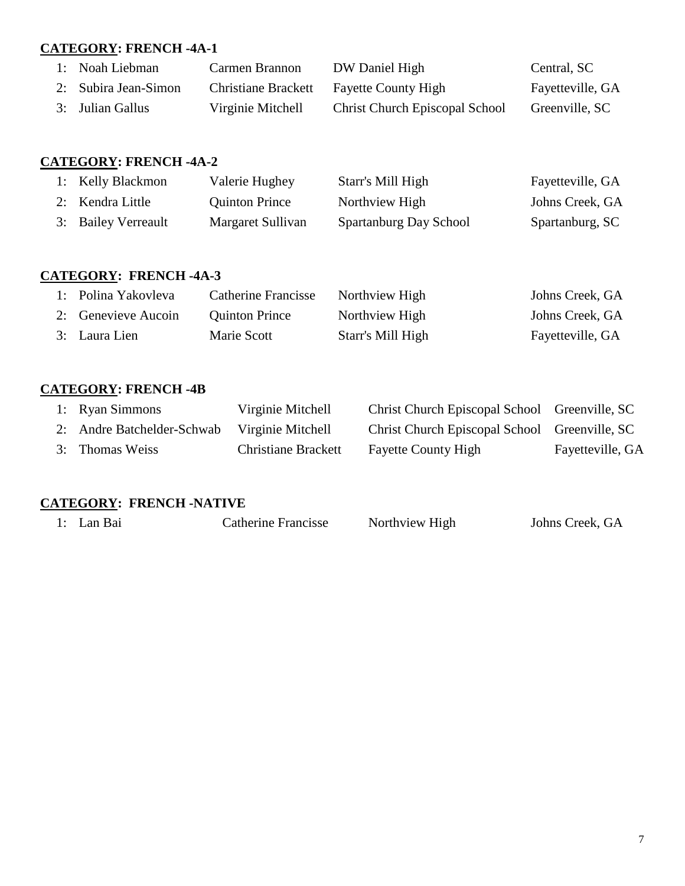**CATEGORY: FRENCH -4A-1**

| | | | | |
|---|---|---|---|---|
| 1: | Noah Liebman | Carmen Brannon | DW Daniel High | Central, SC |
| 2: | Subira Jean-Simon | Christiane Brackett | Fayette County High | Fayetteville, GA |
| 3: | Julian Gallus | Virginie Mitchell | Christ Church Episcopal School | Greenville, SC |

**CATEGORY: FRENCH -4A-2**

| | | | | |
|---|---|---|---|---|
| 1: | Kelly Blackmon | Valerie Hughey | Starr's Mill High | Fayetteville, GA |
| 2: | Kendra Little | Quinton Prince | Northview High | Johns Creek, GA |
| 3: | Bailey Verreault | Margaret Sullivan | Spartanburg Day School | Spartanburg, SC |

**CATEGORY: FRENCH -4A-3**

| | | | | |
|---|---|---|---|---|
| 1: | Polina Yakovleva | Catherine Francisse | Northview High | Johns Creek, GA |
| 2: | Genevieve Aucoin | Quinton Prince | Northview High | Johns Creek, GA |
| 3: | Laura Lien | Marie Scott | Starr's Mill High | Fayetteville, GA |

**CATEGORY: FRENCH -4B**

| | | | | |
|---|---|---|---|---|
| 1: | Ryan Simmons | Virginie Mitchell | Christ Church Episcopal School | Greenville, SC |
| 2: | Andre Batchelder-Schwab | Virginie Mitchell | Christ Church Episcopal School | Greenville, SC |
| 3: | Thomas Weiss | Christiane Brackett | Fayette County High | Fayetteville, GA |

**CATEGORY: FRENCH -NATIVE**

| | | | | |
|---|---|---|---|---|
| 1: | Lan Bai | Catherine Francisse | Northview High | Johns Creek, GA |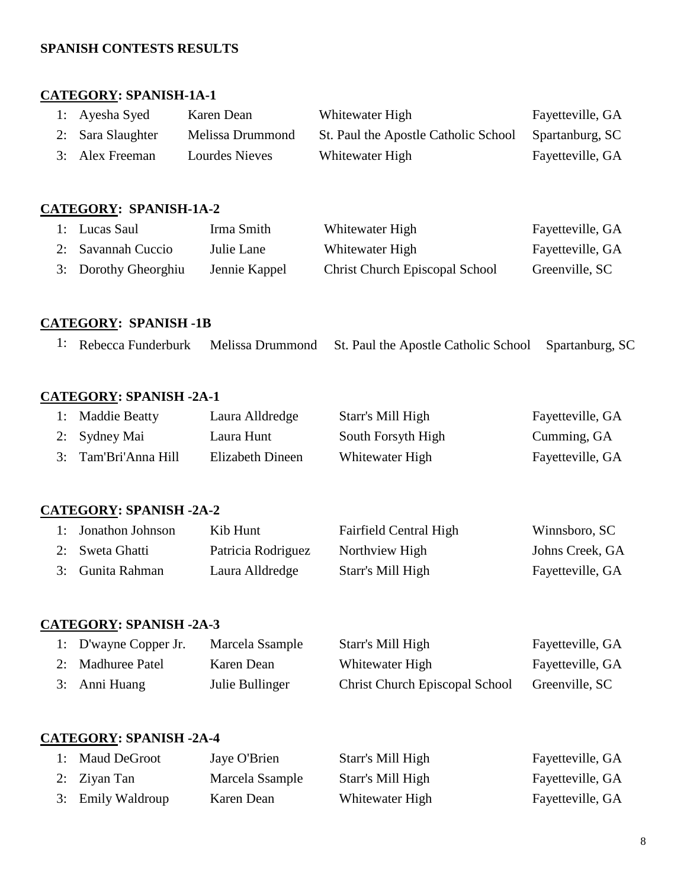**SPANISH CONTESTS RESULTS**

**CATEGORY: SPANISH-1A-1**

| | | | | |
|---|---|---|---|---|
| 1: | Ayesha Syed | Karen Dean | Whitewater High | Fayetteville, GA |
| 2: | Sara Slaughter | Melissa Drummond | St. Paul the Apostle Catholic School | Spartanburg, SC |
| 3: | Alex Freeman | Lourdes Nieves | Whitewater High | Fayetteville, GA |

**CATEGORY: SPANISH-1A-2**

| | | | | |
|---|---|---|---|---|
| 1: | Lucas Saul | Irma Smith | Whitewater High | Fayetteville, GA |
| 2: | Savannah Cuccio | Julie Lane | Whitewater High | Fayetteville, GA |
| 3: | Dorothy Gheorghiu | Jennie Kappel | Christ Church Episcopal School | Greenville, SC |

**CATEGORY: SPANISH -1B**

| | | | | |
|---|---|---|---|---|
| 1: | Rebecca Funderburk | Melissa Drummond | St. Paul the Apostle Catholic School | Spartanburg, SC |

**CATEGORY: SPANISH -2A-1**

| | | | | |
|---|---|---|---|---|
| 1: | Maddie Beatty | Laura Alldredge | Starr's Mill High | Fayetteville, GA |
| 2: | Sydney Mai | Laura Hunt | South Forsyth High | Cumming, GA |
| 3: | Tam'Bri'Anna Hill | Elizabeth Dineen | Whitewater High | Fayetteville, GA |

**CATEGORY: SPANISH -2A-2**

| | | | | |
|---|---|---|---|---|
| 1: | Jonathon Johnson | Kib Hunt | Fairfield Central High | Winnsboro, SC |
| 2: | Sweta Ghatti | Patricia Rodriguez | Northview High | Johns Creek, GA |
| 3: | Gunita Rahman | Laura Alldredge | Starr's Mill High | Fayetteville, GA |

**CATEGORY: SPANISH -2A-3**

| | | | | |
|---|---|---|---|---|
| 1: | D'wayne Copper Jr. | Marcela Ssample | Starr's Mill High | Fayetteville, GA |
| 2: | Madhuree Patel | Karen Dean | Whitewater High | Fayetteville, GA |
| 3: | Anni Huang | Julie Bullinger | Christ Church Episcopal School | Greenville, SC |

**CATEGORY: SPANISH -2A-4**

| | | | | |
|---|---|---|---|---|
| 1: | Maud DeGroot | Jaye O'Brien | Starr's Mill High | Fayetteville, GA |
| 2: | Ziyan Tan | Marcela Ssample | Starr's Mill High | Fayetteville, GA |
| 3: | Emily Waldroup | Karen Dean | Whitewater High | Fayetteville, GA |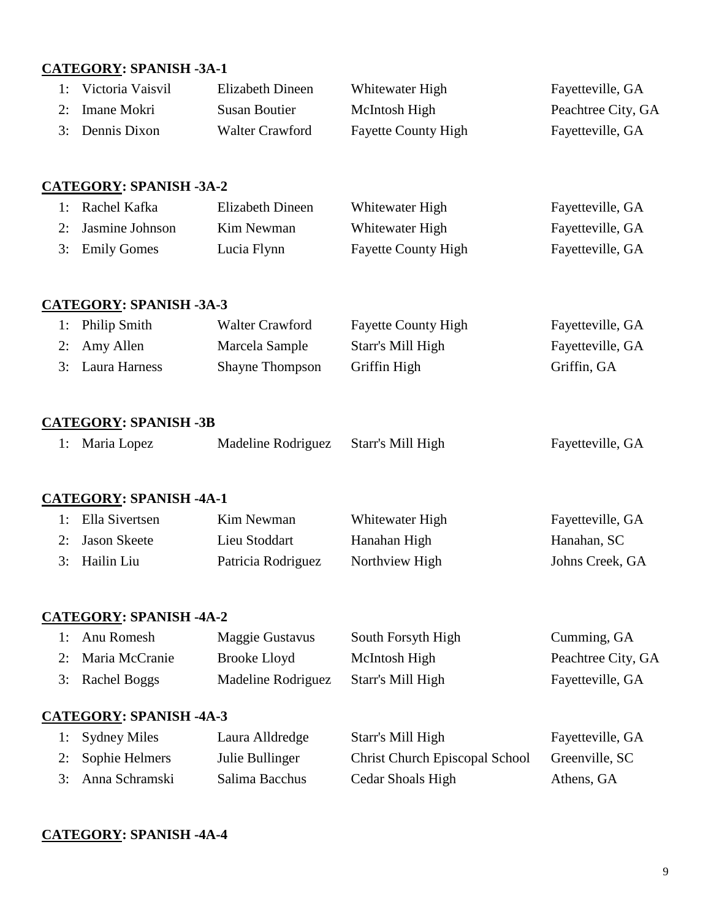**CATEGORY: SPANISH -3A-1**

| | | | | |
|---|---|---|---|---|
| 1: | Victoria Vaisvil | Elizabeth Dineen | Whitewater High | Fayetteville, GA |
| 2: | Imane Mokri | Susan Boutier | McIntosh High | Peachtree City, GA |
| 3: | Dennis Dixon | Walter Crawford | Fayette County High | Fayetteville, GA |

**CATEGORY: SPANISH -3A-2**

| | | | | |
|---|---|---|---|---|
| 1: | Rachel Kafka | Elizabeth Dineen | Whitewater High | Fayetteville, GA |
| 2: | Jasmine Johnson | Kim Newman | Whitewater High | Fayetteville, GA |
| 3: | Emily Gomes | Lucia Flynn | Fayette County High | Fayetteville, GA |

**CATEGORY: SPANISH -3A-3**

| | | | | |
|---|---|---|---|---|
| 1: | Philip Smith | Walter Crawford | Fayette County High | Fayetteville, GA |
| 2: | Amy Allen | Marcela Sample | Starr's Mill High | Fayetteville, GA |
| 3: | Laura Harness | Shayne Thompson | Griffin High | Griffin, GA |

**CATEGORY: SPANISH -3B**

| | | | | |
|---|---|---|---|---|
| 1: | Maria Lopez | Madeline Rodriguez | Starr's Mill High | Fayetteville, GA |

**CATEGORY: SPANISH -4A-1**

| | | | | |
|---|---|---|---|---|
| 1: | Ella Sivertsen | Kim Newman | Whitewater High | Fayetteville, GA |
| 2: | Jason Skeete | Lieu Stoddart | Hanahan High | Hanahan, SC |
| 3: | Hailin Liu | Patricia Rodriguez | Northview High | Johns Creek, GA |

**CATEGORY: SPANISH -4A-2**

| | | | | |
|---|---|---|---|---|
| 1: | Anu Romesh | Maggie Gustavus | South Forsyth High | Cumming, GA |
| 2: | Maria McCranie | Brooke Lloyd | McIntosh High | Peachtree City, GA |
| 3: | Rachel Boggs | Madeline Rodriguez | Starr's Mill High | Fayetteville, GA |

**CATEGORY: SPANISH -4A-3**

| | | | | |
|---|---|---|---|---|
| 1: | Sydney Miles | Laura Alldredge | Starr's Mill High | Fayetteville, GA |
| 2: | Sophie Helmers | Julie Bullinger | Christ Church Episcopal School | Greenville, SC |
| 3: | Anna Schramski | Salima Bacchus | Cedar Shoals High | Athens, GA |

**CATEGORY: SPANISH -4A-4**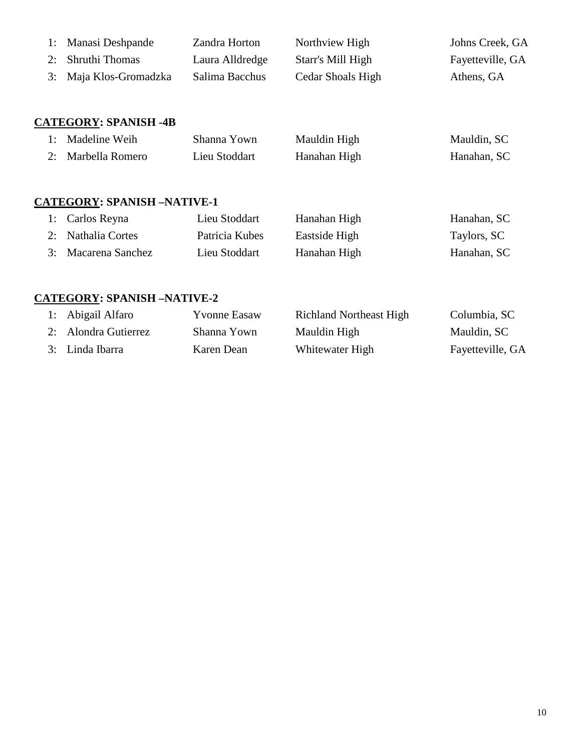| | | | | |
|---|---|---|---|---|
| 1: | Manasi Deshpande | Zandra Horton | Northview High | Johns Creek, GA |
| 2: | Shruthi Thomas | Laura Alldredge | Starr's Mill High | Fayetteville, GA |
| 3: | Maja Klos-Gromadzka | Salima Bacchus | Cedar Shoals High | Athens, GA |

**CATEGORY: SPANISH -4B**

| | | | | |
|---|---|---|---|---|
| 1: | Madeline Weih | Shanna Yown | Mauldin High | Mauldin, SC |
| 2: | Marbella Romero | Lieu Stoddart | Hanahan High | Hanahan, SC |

**CATEGORY: SPANISH –NATIVE-1**

| | | | | |
|---|---|---|---|---|
| 1: | Carlos Reyna | Lieu Stoddart | Hanahan High | Hanahan, SC |
| 2: | Nathalia Cortes | Patricia Kubes | Eastside High | Taylors, SC |
| 3: | Macarena Sanchez | Lieu Stoddart | Hanahan High | Hanahan, SC |

**CATEGORY: SPANISH –NATIVE-2**

| | | | | |
|---|---|---|---|---|
| 1: | Abigail Alfaro | Yvonne Easaw | Richland Northeast High | Columbia, SC |
| 2: | Alondra Gutierrez | Shanna Yown | Mauldin High | Mauldin, SC |
| 3: | Linda Ibarra | Karen Dean | Whitewater High | Fayetteville, GA |